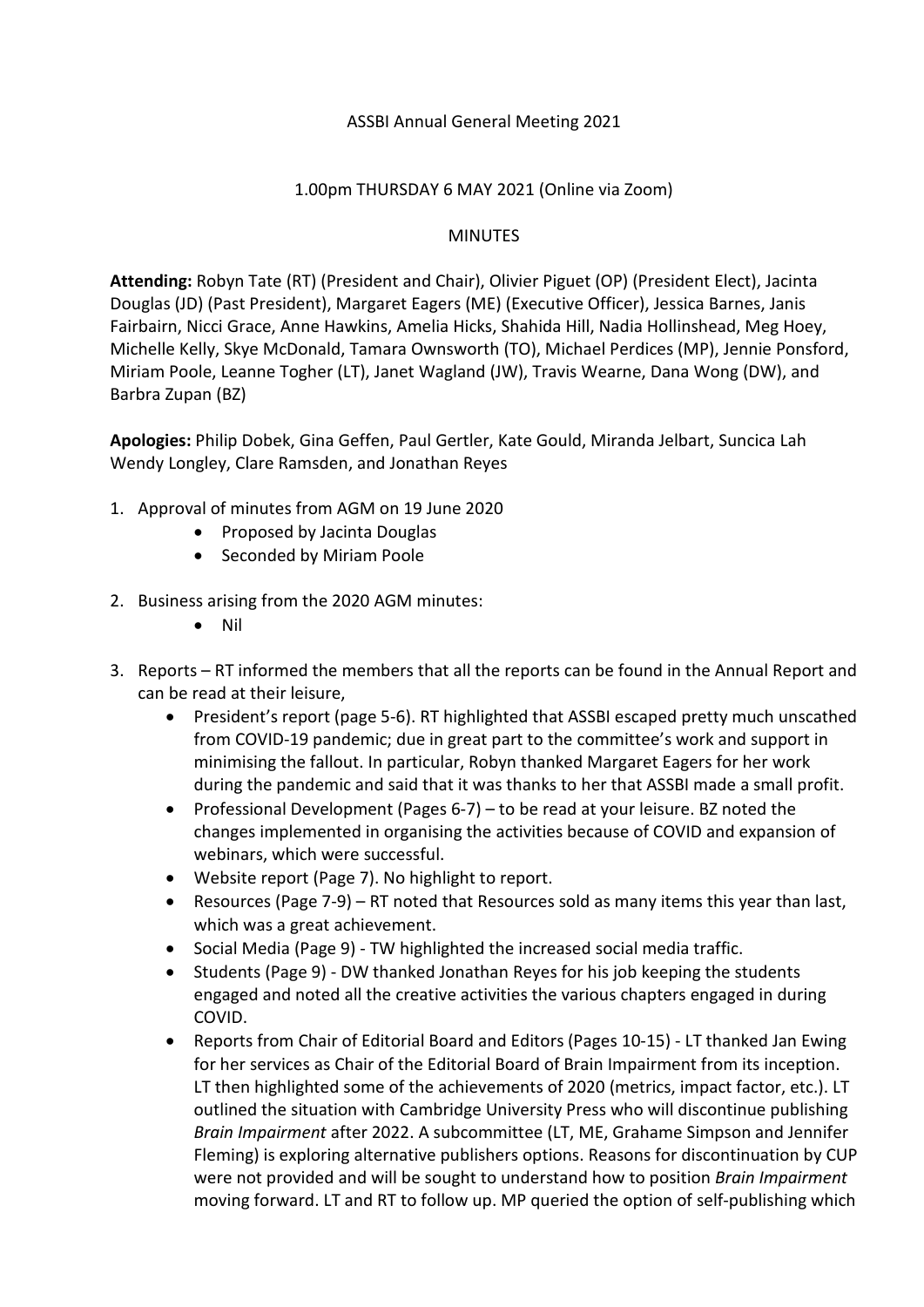ASSBI Annual General Meeting 2021

1.00pm THURSDAY 6 MAY 2021 (Online via Zoom)

MINUTES

**Attending:** Robyn Tate (RT) (President and Chair), Olivier Piguet (OP) (President Elect), Jacinta Douglas (JD) (Past President), Margaret Eagers (ME) (Executive Officer), Jessica Barnes, Janis Fairbairn, Nicci Grace, Anne Hawkins, Amelia Hicks, Shahida Hill, Nadia Hollinshead, Meg Hoey, Michelle Kelly, Skye McDonald, Tamara Ownsworth (TO), Michael Perdices (MP), Jennie Ponsford, Miriam Poole, Leanne Togher (LT), Janet Wagland (JW), Travis Wearne, Dana Wong (DW), and Barbra Zupan (BZ)

**Apologies:** Philip Dobek, Gina Geffen, Paul Gertler, Kate Gould, Miranda Jelbart, Suncica Lah Wendy Longley, Clare Ramsden, and Jonathan Reyes

1. Approval of minutes from AGM on 19 June 2020
    - Proposed by Jacinta Douglas
    - Seconded by Miriam Poole
2. Business arising from the 2020 AGM minutes:
    - Nil
3. Reports – RT informed the members that all the reports can be found in the Annual Report and can be read at their leisure,
    - President's report (page 5-6). RT highlighted that ASSBI escaped pretty much unscathed from COVID-19 pandemic; due in great part to the committee's work and support in minimising the fallout. In particular, Robyn thanked Margaret Eagers for her work during the pandemic and said that it was thanks to her that ASSBI made a small profit.
    - Professional Development (Pages 6-7) – to be read at your leisure. BZ noted the changes implemented in organising the activities because of COVID and expansion of webinars, which were successful.
    - Website report (Page 7). No highlight to report.
    - Resources (Page 7-9) – RT noted that Resources sold as many items this year than last, which was a great achievement.
    - Social Media (Page 9) - TW highlighted the increased social media traffic.
    - Students (Page 9) - DW thanked Jonathan Reyes for his job keeping the students engaged and noted all the creative activities the various chapters engaged in during COVID.
    - Reports from Chair of Editorial Board and Editors (Pages 10-15) - LT thanked Jan Ewing for her services as Chair of the Editorial Board of Brain Impairment from its inception. LT then highlighted some of the achievements of 2020 (metrics, impact factor, etc.). LT outlined the situation with Cambridge University Press who will discontinue publishing *Brain Impairment* after 2022. A subcommittee (LT, ME, Grahame Simpson and Jennifer Fleming) is exploring alternative publishers options. Reasons for discontinuation by CUP were not provided and will be sought to understand how to position *Brain Impairment* moving forward. LT and RT to follow up. MP queried the option of self-publishing which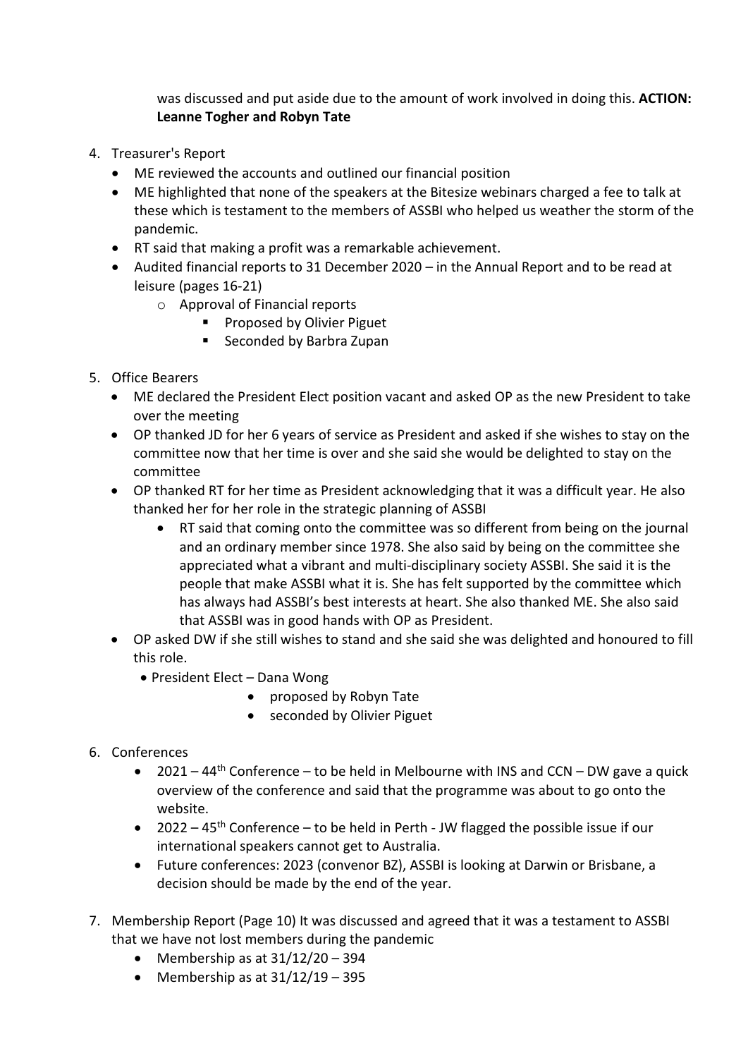was discussed and put aside due to the amount of work involved in doing this. **ACTION: Leanne Togher and Robyn Tate**

4. Treasurer's Report
   - ME reviewed the accounts and outlined our financial position
   - ME highlighted that none of the speakers at the Bitesize webinars charged a fee to talk at these which is testament to the members of ASSBI who helped us weather the storm of the pandemic.
   - RT said that making a profit was a remarkable achievement.
   - Audited financial reports to 31 December 2020 – in the Annual Report and to be read at leisure (pages 16-21)
     - Approval of Financial reports
       - Proposed by Olivier Piguet
       - Seconded by Barbra Zupan

5. Office Bearers
   - ME declared the President Elect position vacant and asked OP as the new President to take over the meeting
   - OP thanked JD for her 6 years of service as President and asked if she wishes to stay on the committee now that her time is over and she said she would be delighted to stay on the committee
   - OP thanked RT for her time as President acknowledging that it was a difficult year. He also thanked her for her role in the strategic planning of ASSBI
     - RT said that coming onto the committee was so different from being on the journal and an ordinary member since 1978. She also said by being on the committee she appreciated what a vibrant and multi-disciplinary society ASSBI. She said it is the people that make ASSBI what it is. She has felt supported by the committee which has always had ASSBI's best interests at heart. She also thanked ME. She also said that ASSBI was in good hands with OP as President.
   - OP asked DW if she still wishes to stand and she said she was delighted and honoured to fill this role.
     - President Elect – Dana Wong
       - proposed by Robyn Tate
       - seconded by Olivier Piguet

6. Conferences
   - 2021 – 44th Conference – to be held in Melbourne with INS and CCN – DW gave a quick overview of the conference and said that the programme was about to go onto the website.
   - 2022 – 45th Conference – to be held in Perth - JW flagged the possible issue if our international speakers cannot get to Australia.
   - Future conferences: 2023 (convenor BZ), ASSBI is looking at Darwin or Brisbane, a decision should be made by the end of the year.

7. Membership Report (Page 10) It was discussed and agreed that it was a testament to ASSBI that we have not lost members during the pandemic
   - Membership as at 31/12/20 – 394
   - Membership as at 31/12/19 – 395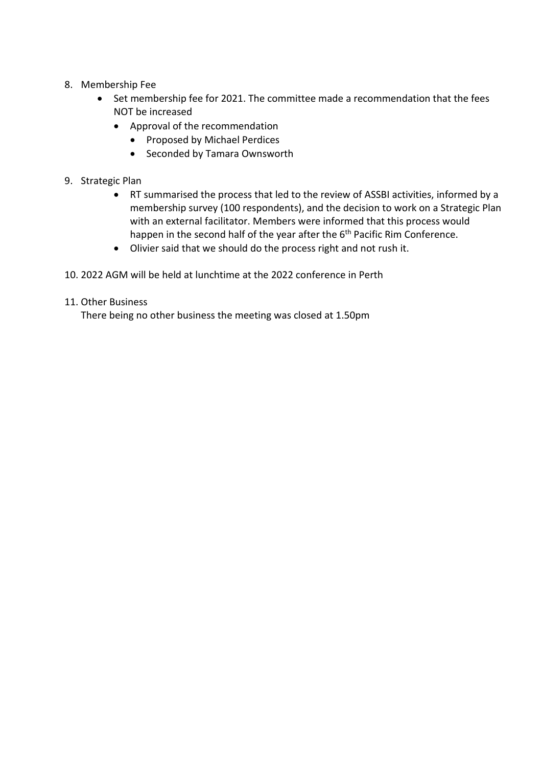8. Membership Fee
    - Set membership fee for 2021. The committee made a recommendation that the fees NOT be increased
        - Approval of the recommendation
            - Proposed by Michael Perdices
            - Seconded by Tamara Ownsworth

9. Strategic Plan
    - RT summarised the process that led to the review of ASSBI activities, informed by a membership survey (100 respondents), and the decision to work on a Strategic Plan with an external facilitator. Members were informed that this process would happen in the second half of the year after the 6th Pacific Rim Conference.
    - Olivier said that we should do the process right and not rush it.

10. 2022 AGM will be held at lunchtime at the 2022 conference in Perth

11. Other Business
    There being no other business the meeting was closed at 1.50pm